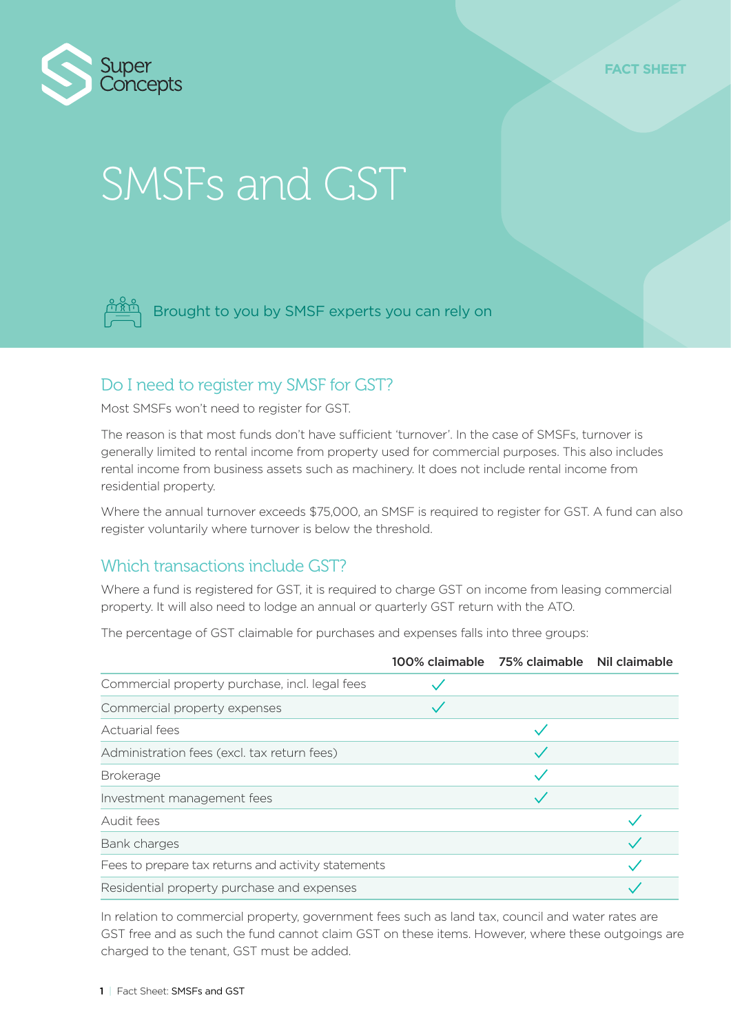Super Concepts

FACT SHEET

# SMSFs and GST

Brought to you by SMSF experts you can rely on

## Do I need to register my SMSF for GST?

Most SMSFs won't need to register for GST.

The reason is that most funds don't have sufficient 'turnover'. In the case of SMSFs, turnover is generally limited to rental income from property used for commercial purposes. This also includes rental income from business assets such as machinery. It does not include rental income from residential property.

Where the annual turnover exceeds $75,000, an SMSF is required to register for GST. A fund can also register voluntarily where turnover is below the threshold.

## Which transactions include GST?

Where a fund is registered for GST, it is required to charge GST on income from leasing commercial property. It will also need to lodge an annual or quarterly GST return with the ATO.

The percentage of GST claimable for purchases and expenses falls into three groups:

| | 100% claimable | 75% claimable | Nil claimable |
|---|---|---|---|
| Commercial property purchase, incl. legal fees | ✓ | | |
| Commercial property expenses | ✓ | | |
| Actuarial fees | | ✓ | |
| Administration fees (excl. tax return fees) | | ✓ | |
| Brokerage | | ✓ | |
| Investment management fees | | ✓ | |
| Audit fees | | | ✓ |
| Bank charges | | | ✓ |
| Fees to prepare tax returns and activity statements | | | ✓ |
| Residential property purchase and expenses | | | ✓ |

In relation to commercial property, government fees such as land tax, council and water rates are GST free and as such the fund cannot claim GST on these items. However, where these outgoings are charged to the tenant, GST must be added.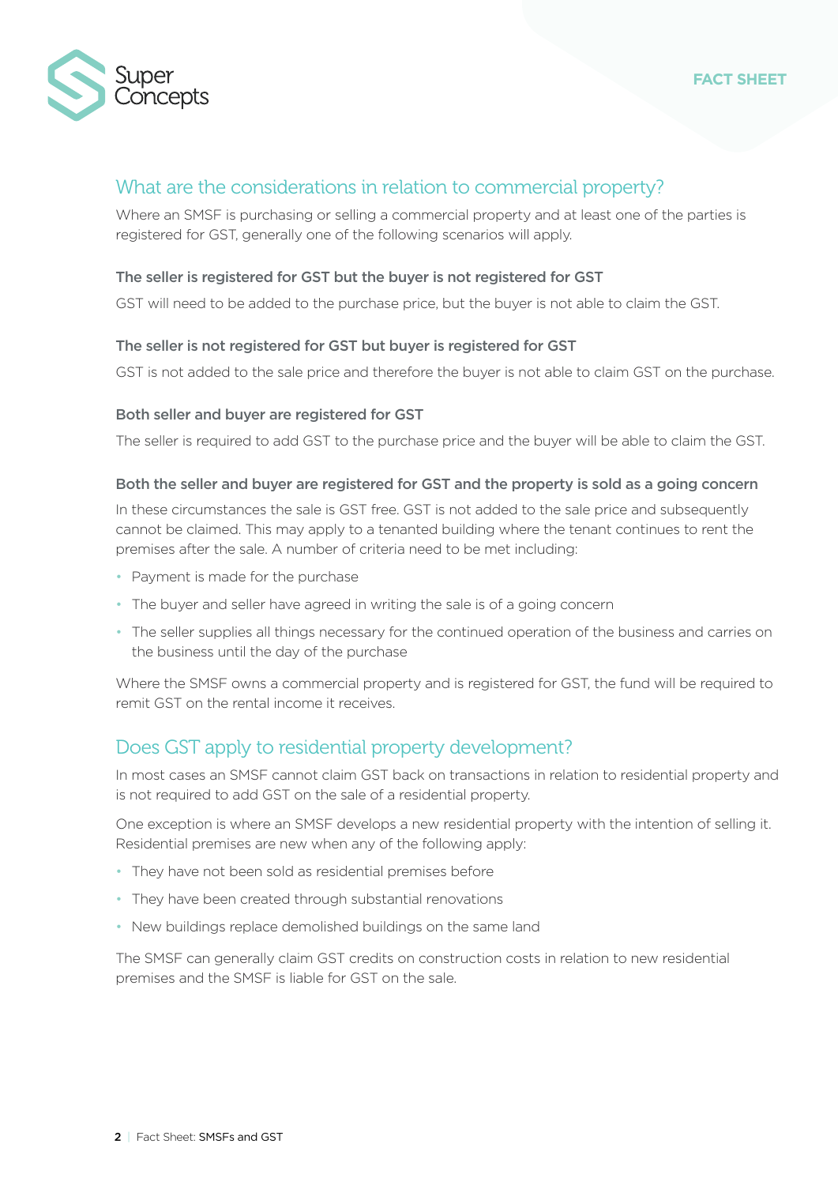## What are the considerations in relation to commercial property?

Where an SMSF is purchasing or selling a commercial property and at least one of the parties is registered for GST, generally one of the following scenarios will apply.

### The seller is registered for GST but the buyer is not registered for GST

GST will need to be added to the purchase price, but the buyer is not able to claim the GST.

### The seller is not registered for GST but buyer is registered for GST

GST is not added to the sale price and therefore the buyer is not able to claim GST on the purchase.

### Both seller and buyer are registered for GST

The seller is required to add GST to the purchase price and the buyer will be able to claim the GST.

### Both the seller and buyer are registered for GST and the property is sold as a going concern

In these circumstances the sale is GST free. GST is not added to the sale price and subsequently cannot be claimed. This may apply to a tenanted building where the tenant continues to rent the premises after the sale. A number of criteria need to be met including:

- Payment is made for the purchase
- The buyer and seller have agreed in writing the sale is of a going concern
- The seller supplies all things necessary for the continued operation of the business and carries on the business until the day of the purchase

Where the SMSF owns a commercial property and is registered for GST, the fund will be required to remit GST on the rental income it receives.

## Does GST apply to residential property development?

In most cases an SMSF cannot claim GST back on transactions in relation to residential property and is not required to add GST on the sale of a residential property.

One exception is where an SMSF develops a new residential property with the intention of selling it. Residential premises are new when any of the following apply:

- They have not been sold as residential premises before
- They have been created through substantial renovations
- New buildings replace demolished buildings on the same land

The SMSF can generally claim GST credits on construction costs in relation to new residential premises and the SMSF is liable for GST on the sale.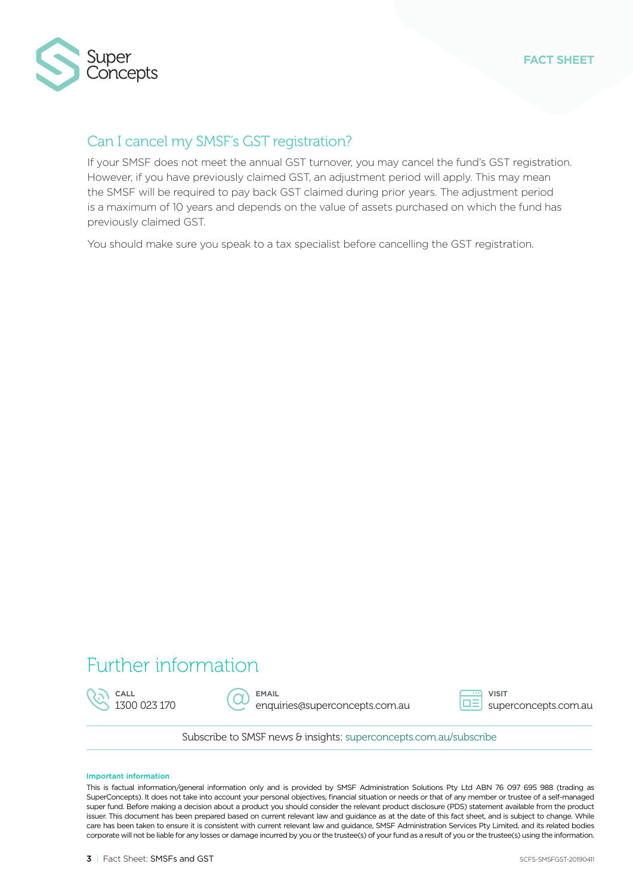## Can I cancel my SMSF's GST registration?

If your SMSF does not meet the annual GST turnover, you may cancel the fund's GST registration. However, if you have previously claimed GST, an adjustment period will apply. This may mean the SMSF will be required to pay back GST claimed during prior years. The adjustment period is a maximum of 10 years and depends on the value of assets purchased on which the fund has previously claimed GST.

You should make sure you speak to a tax specialist before cancelling the GST registration.

# Further information

**CALL**
1300 023 170

**EMAIL**
enquiries@superconcepts.com.au

**VISIT**
superconcepts.com.au

Subscribe to SMSF news & insights: superconcepts.com.au/subscribe

**Important information**

This is factual information/general information only and is provided by SMSF Administration Solutions Pty Ltd ABN 76 097 695 988 (trading as SuperConcepts). It does not take into account your personal objectives, financial situation or needs or that of any member or trustee of a self-managed super fund. Before making a decision about a product you should consider the relevant product disclosure (PDS) statement available from the product issuer. This document has been prepared based on current relevant law and guidance as at the date of this fact sheet, and is subject to change. While care has been taken to ensure it is consistent with current relevant law and guidance, SMSF Administration Services Pty Limited, and its related bodies corporate will not be liable for any losses or damage incurred by you or the trustee(s) of your fund as a result of you or the trustee(s) using the information.

SCFS-SMSFGST-20190411